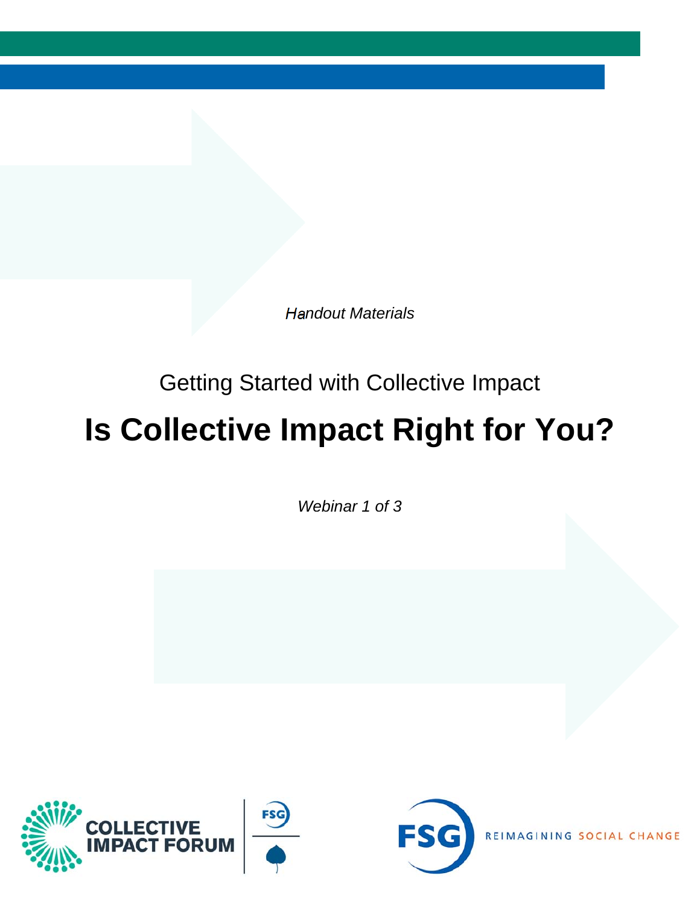*Handout Materials*

Getting Started with Collective Impact

# Is Collective Impact Right for You?

*Webinar 1 of 3*

COLLECTIVE IMPACT FORUM

FSG

REIMAGINING SOCIAL CHANGE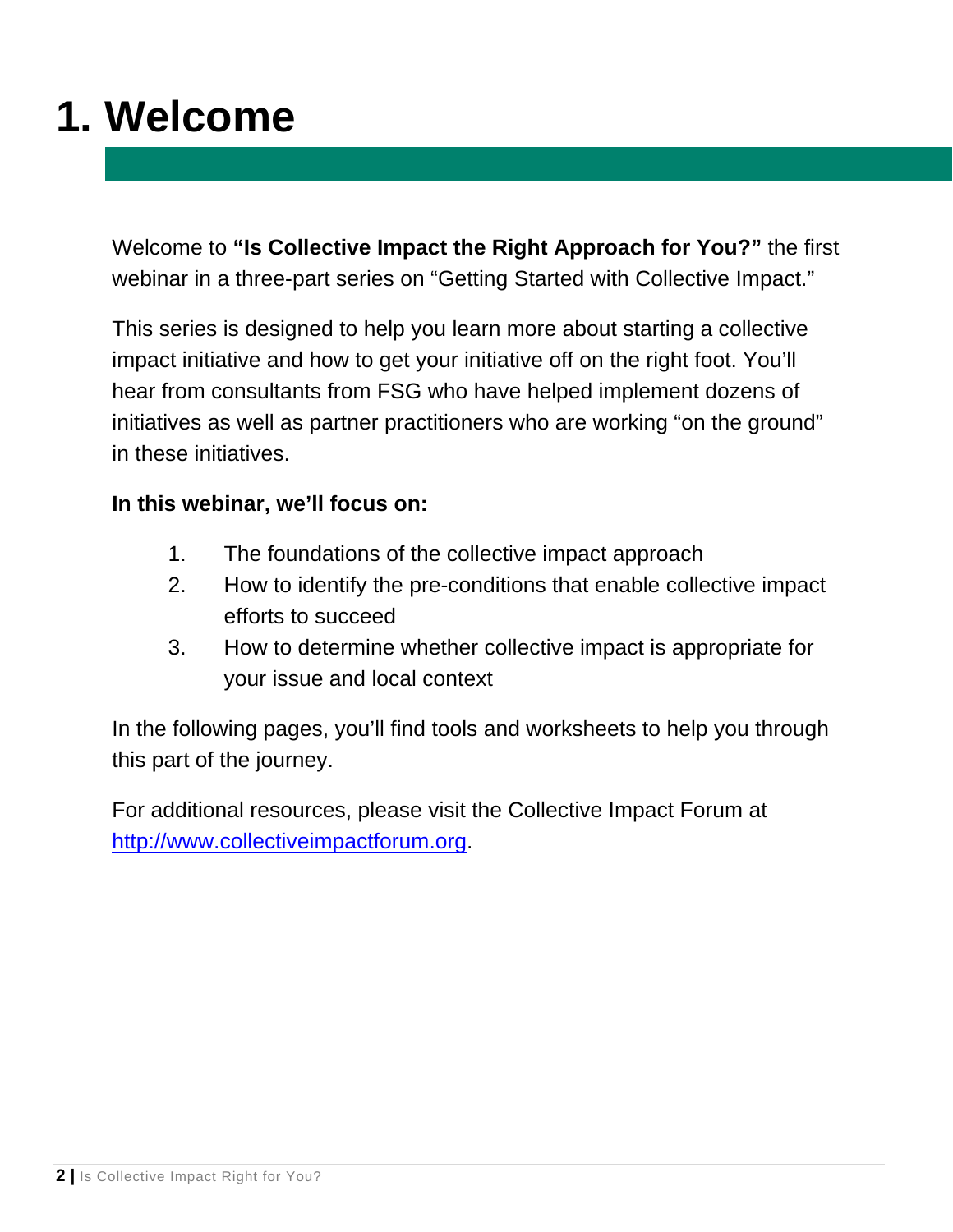# 1. Welcome

Welcome to **"Is Collective Impact the Right Approach for You?"** the first webinar in a three-part series on "Getting Started with Collective Impact."

This series is designed to help you learn more about starting a collective impact initiative and how to get your initiative off on the right foot. You'll hear from consultants from FSG who have helped implement dozens of initiatives as well as partner practitioners who are working "on the ground" in these initiatives.

**In this webinar, we'll focus on:**

1. The foundations of the collective impact approach
2. How to identify the pre-conditions that enable collective impact efforts to succeed
3. How to determine whether collective impact is appropriate for your issue and local context

In the following pages, you'll find tools and worksheets to help you through this part of the journey.

For additional resources, please visit the Collective Impact Forum at [http://www.collectiveimpactforum.org](http://www.collectiveimpactforum.org).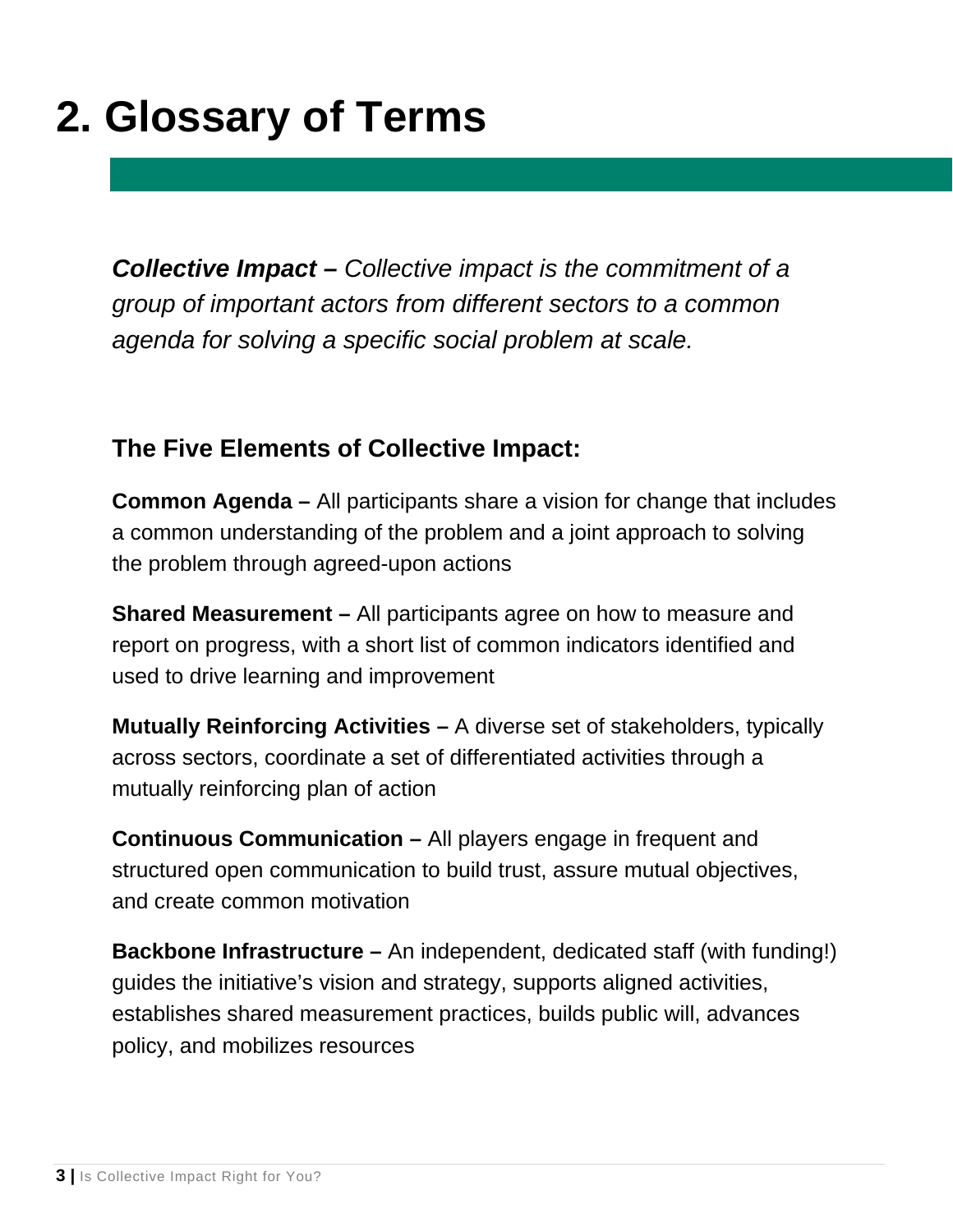# 2. Glossary of Terms

***Collective Impact –*** *Collective impact is the commitment of a group of important actors from different sectors to a common agenda for solving a specific social problem at scale.*

### The Five Elements of Collective Impact:

**Common Agenda –** All participants share a vision for change that includes a common understanding of the problem and a joint approach to solving the problem through agreed-upon actions

**Shared Measurement –** All participants agree on how to measure and report on progress, with a short list of common indicators identified and used to drive learning and improvement

**Mutually Reinforcing Activities –** A diverse set of stakeholders, typically across sectors, coordinate a set of differentiated activities through a mutually reinforcing plan of action

**Continuous Communication –** All players engage in frequent and structured open communication to build trust, assure mutual objectives, and create common motivation

**Backbone Infrastructure –** An independent, dedicated staff (with funding!) guides the initiative's vision and strategy, supports aligned activities, establishes shared measurement practices, builds public will, advances policy, and mobilizes resources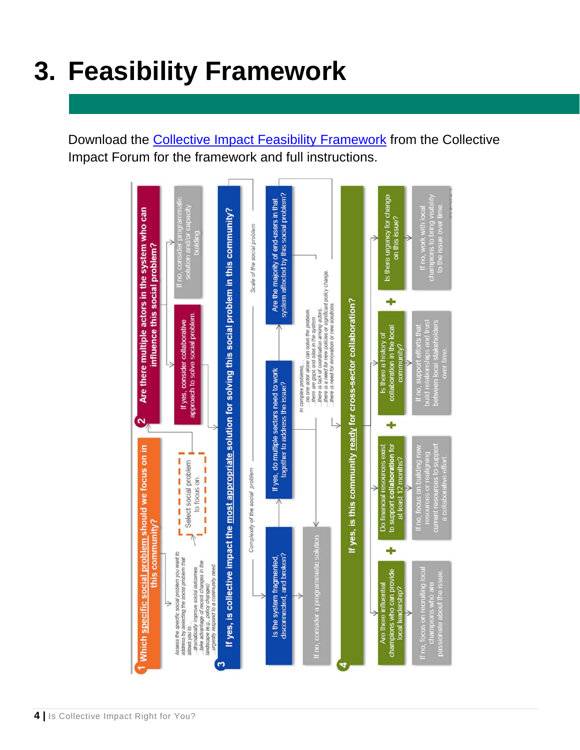# 3. Feasibility Framework

Download the Collective Impact Feasibility Framework from the Collective Impact Forum for the framework and full instructions.

**1 Which specific social problem should we focus on in this community?**

Assess the specific social problem you want to address by selecting the social problem that allows you to...
...dramatically improve social outcomes.
...take advantage of recent changes in the landscape (e.g., policy changes)
...urgently respond to a community need.

Select social problem to focus on.

**2 Are there multiple actors in the system who can influence this social problem?**

If yes, consider collaborative approach to solve social problem.

If no, consider programmatic solution and/or capacity building.

**3 If yes, is collective impact the most appropriate solution for solving this social problem in this community?**

*Complexity of the social problem*

Is the system fragmented, disconnected, and broken?

If yes, do multiple sectors need to work together to address the issue?

*Scale of the social problem*

Are the majority of end-users in that system affected by this social problem?

If no, consider a programmatic solution.

*In complex problems...*
*...no one actor alone can solve the problem.*
*...there are gaps and silos in the system.*
*...there is lack of coordination among actors.*
*...there is a need for new policies or significant policy change.*
*...there is need for innovation or new solutions.*

**4 If yes, is this community ready for cross-sector collaboration?**

Are there influential champions who can provide local leadership?

\+ Do financial resources exist to support collaboration for at least 12 months?

\+ Is there a history of collaboration in the local community?

\+ Is there urgency for change on this issue?

If no, focus on recruiting local champions who are passionate about the issue.

If no, focus on building new resources or realigning current resources to support a collaborative effort.

If no, support efforts that build relationships and trust between local stakeholders over time.

If no, work with local champions to bring visibility to the issue over time.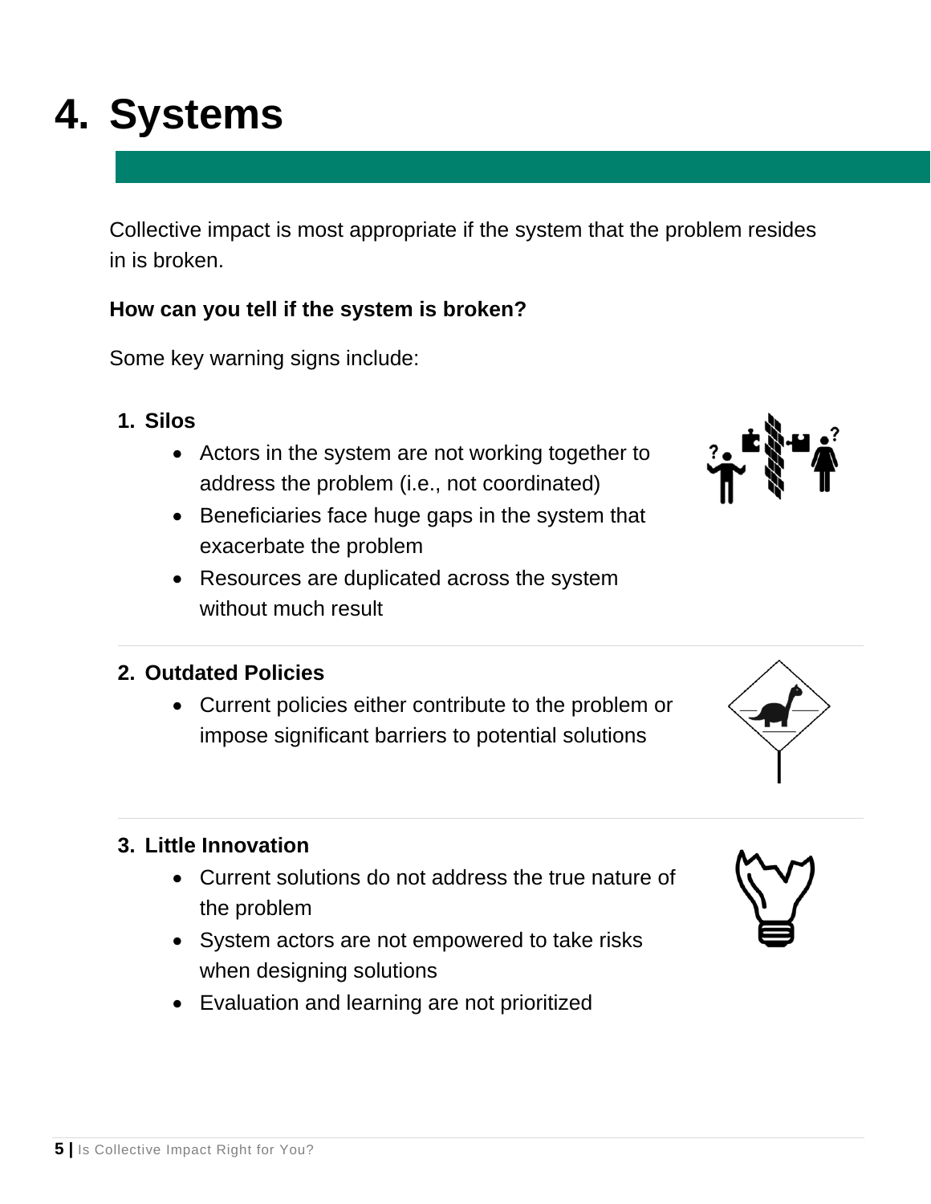# 4. Systems

Collective impact is most appropriate if the system that the problem resides in is broken.

**How can you tell if the system is broken?**

Some key warning signs include:

1. **Silos**
    - Actors in the system are not working together to address the problem (i.e., not coordinated)
    - Beneficiaries face huge gaps in the system that exacerbate the problem
    - Resources are duplicated across the system without much result

2. **Outdated Policies**
    - Current policies either contribute to the problem or impose significant barriers to potential solutions

3. **Little Innovation**
    - Current solutions do not address the true nature of the problem
    - System actors are not empowered to take risks when designing solutions
    - Evaluation and learning are not prioritized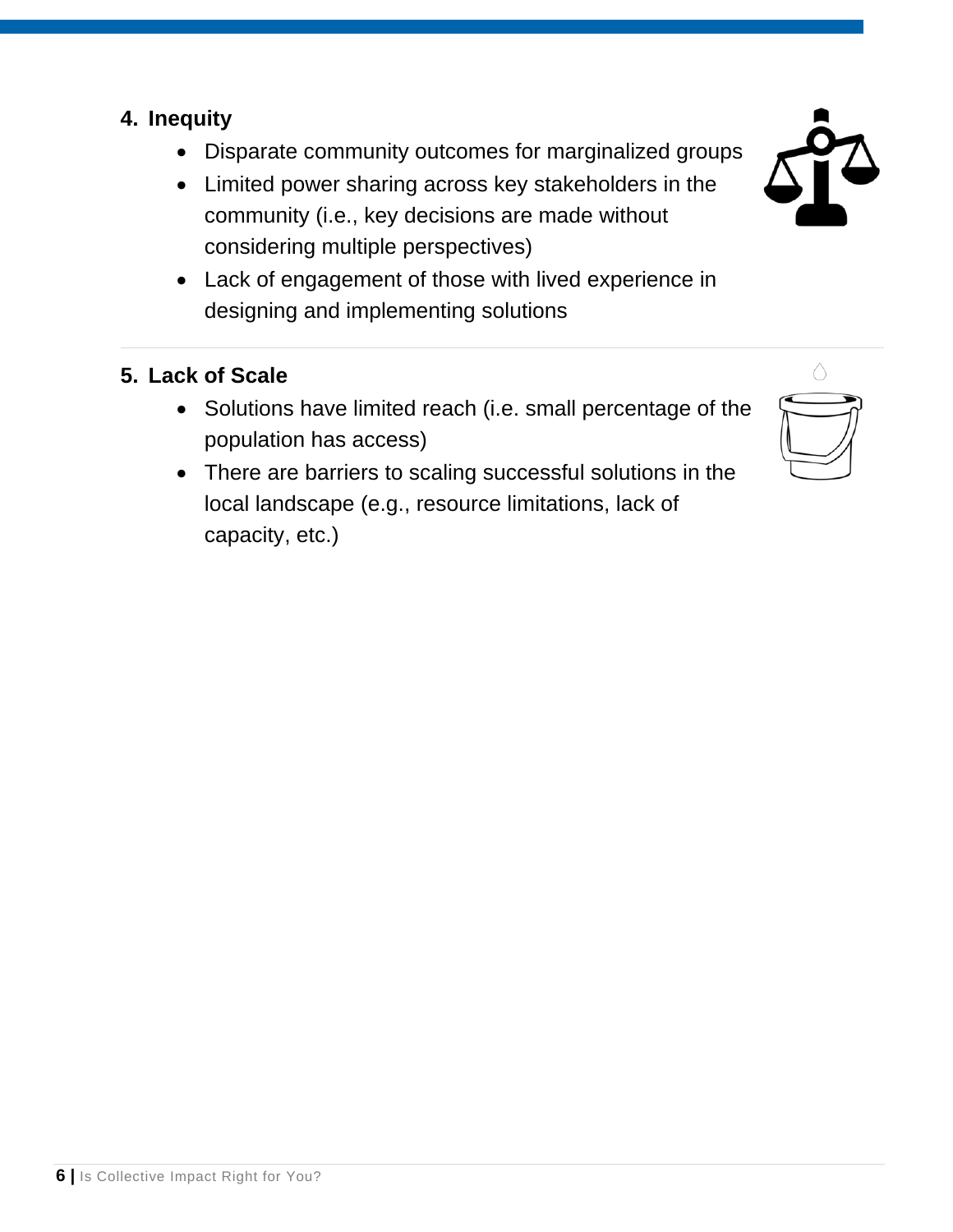4. **Inequity**
   - Disparate community outcomes for marginalized groups
   - Limited power sharing across key stakeholders in the community (i.e., key decisions are made without considering multiple perspectives)
   - Lack of engagement of those with lived experience in designing and implementing solutions

5. **Lack of Scale**
   - Solutions have limited reach (i.e. small percentage of the population has access)
   - There are barriers to scaling successful solutions in the local landscape (e.g., resource limitations, lack of capacity, etc.)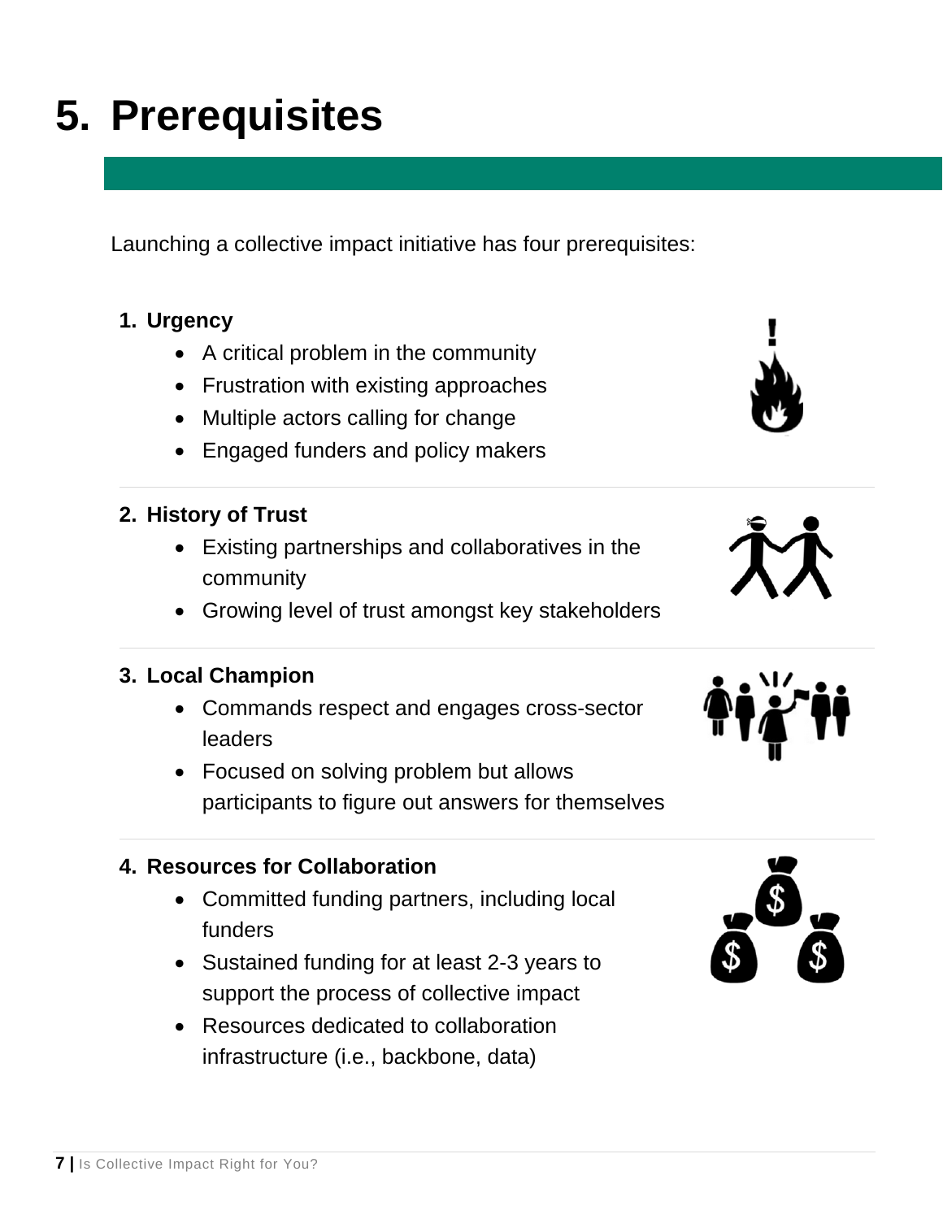# 5. Prerequisites

Launching a collective impact initiative has four prerequisites:

1. **Urgency**
   - A critical problem in the community
   - Frustration with existing approaches
   - Multiple actors calling for change
   - Engaged funders and policy makers

2. **History of Trust**
   - Existing partnerships and collaboratives in the community
   - Growing level of trust amongst key stakeholders

3. **Local Champion**
   - Commands respect and engages cross-sector leaders
   - Focused on solving problem but allows participants to figure out answers for themselves

4. **Resources for Collaboration**
   - Committed funding partners, including local funders
   - Sustained funding for at least 2-3 years to support the process of collective impact
   - Resources dedicated to collaboration infrastructure (i.e., backbone, data)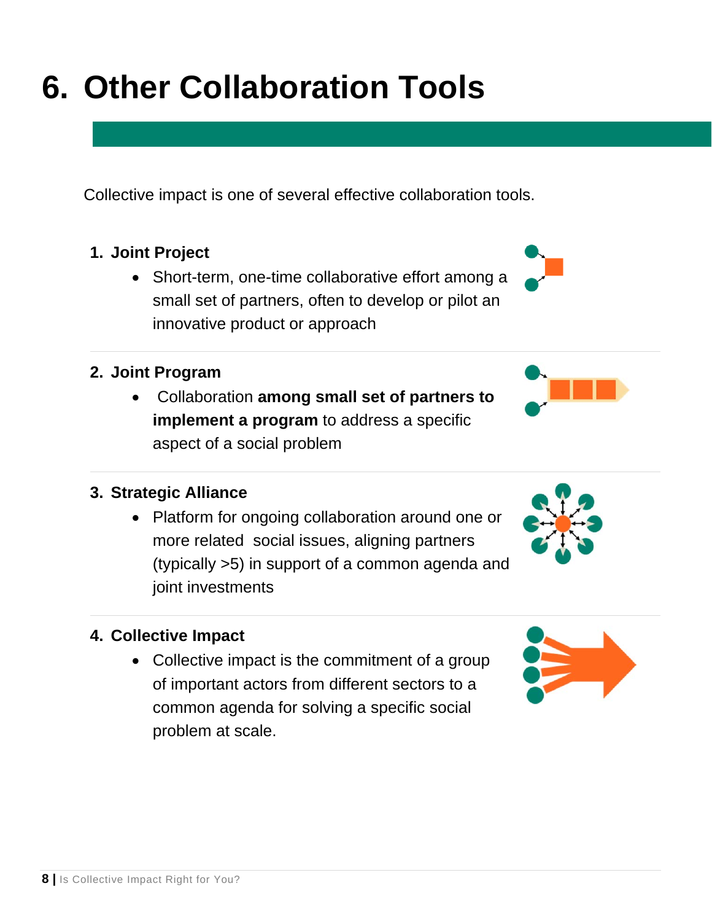# 6. Other Collaboration Tools

Collective impact is one of several effective collaboration tools.

1. **Joint Project**
   - Short-term, one-time collaborative effort among a small set of partners, often to develop or pilot an innovative product or approach

2. **Joint Program**
   - Collaboration **among small set of partners to implement a program** to address a specific aspect of a social problem

3. **Strategic Alliance**
   - Platform for ongoing collaboration around one or more related social issues, aligning partners (typically >5) in support of a common agenda and joint investments

4. **Collective Impact**
   - Collective impact is the commitment of a group of important actors from different sectors to a common agenda for solving a specific social problem at scale.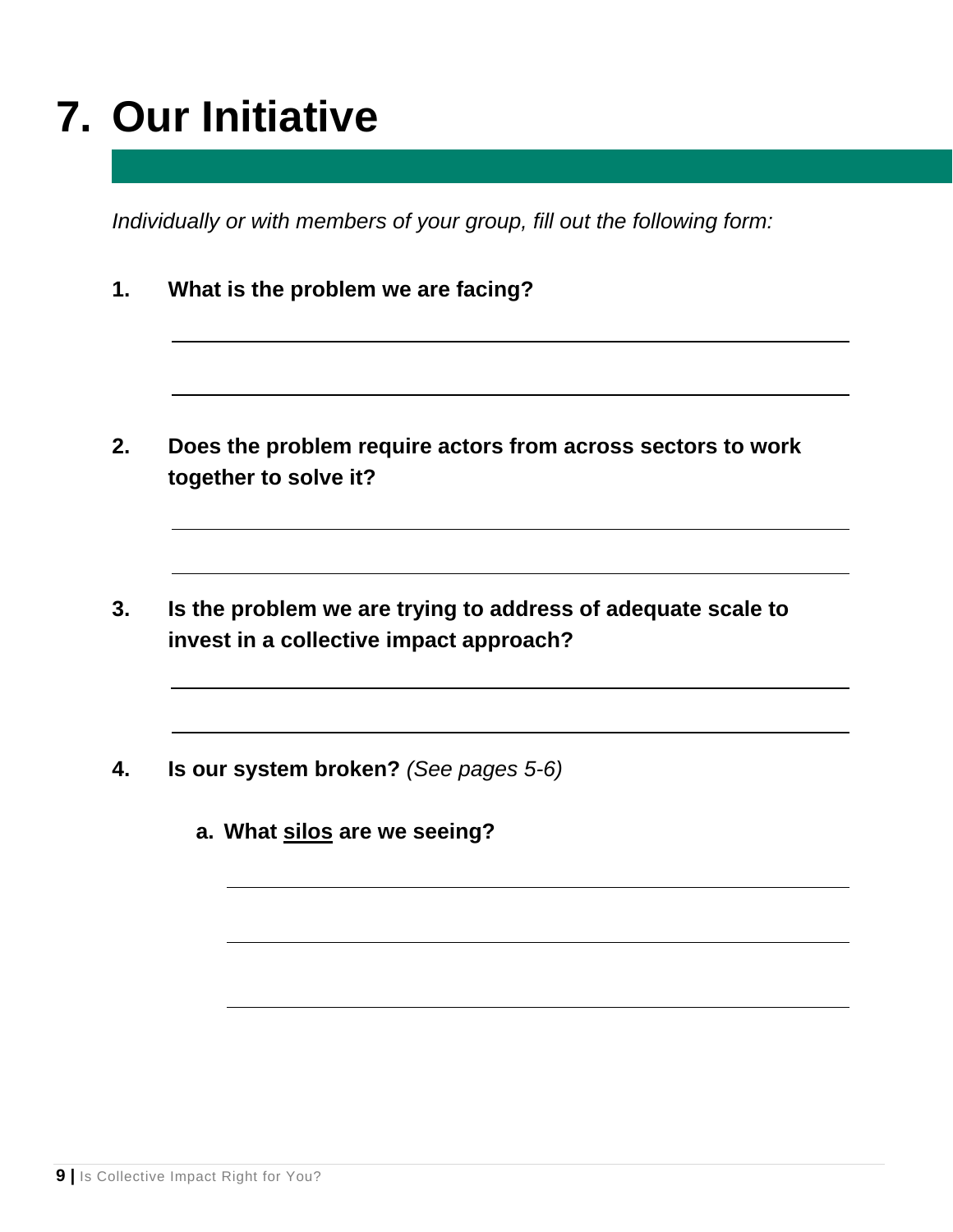# 7. Our Initiative

*Individually or with members of your group, fill out the following form:*

1. **What is the problem we are facing?**

2. **Does the problem require actors from across sectors to work together to solve it?**

3. **Is the problem we are trying to address of adequate scale to invest in a collective impact approach?**

4. **Is our system broken?** *(See pages 5-6)*

   a. **What <u>silos</u> are we seeing?**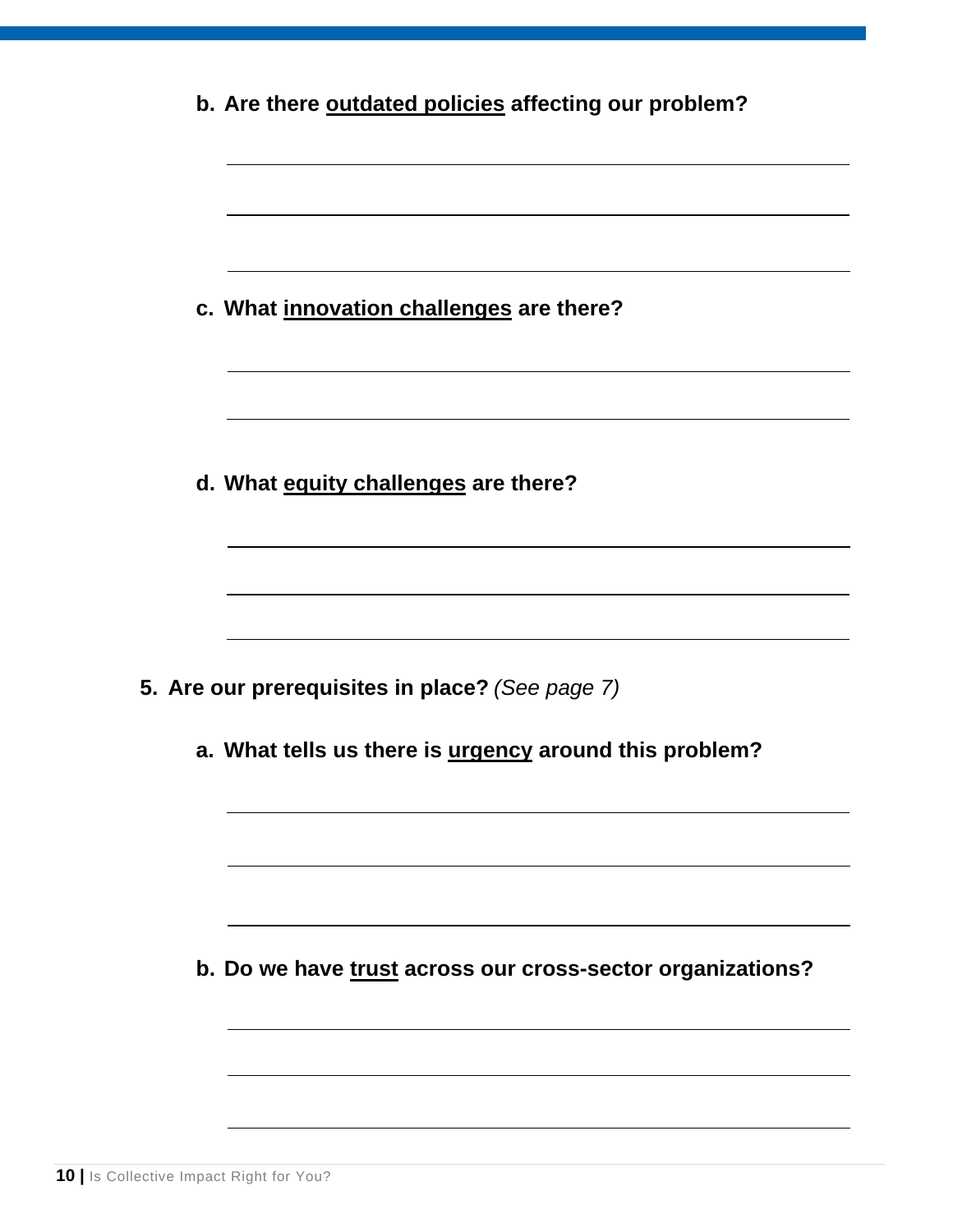b. **Are there <u>outdated policies</u> affecting our problem?**

c. **What <u>innovation challenges</u> are there?**

d. **What <u>equity challenges</u> are there?**

5. **Are our prerequisites in place?** *(See page 7)*

    a. **What tells us there is <u>urgency</u> around this problem?**

    b. **Do we have <u>trust</u> across our cross-sector organizations?**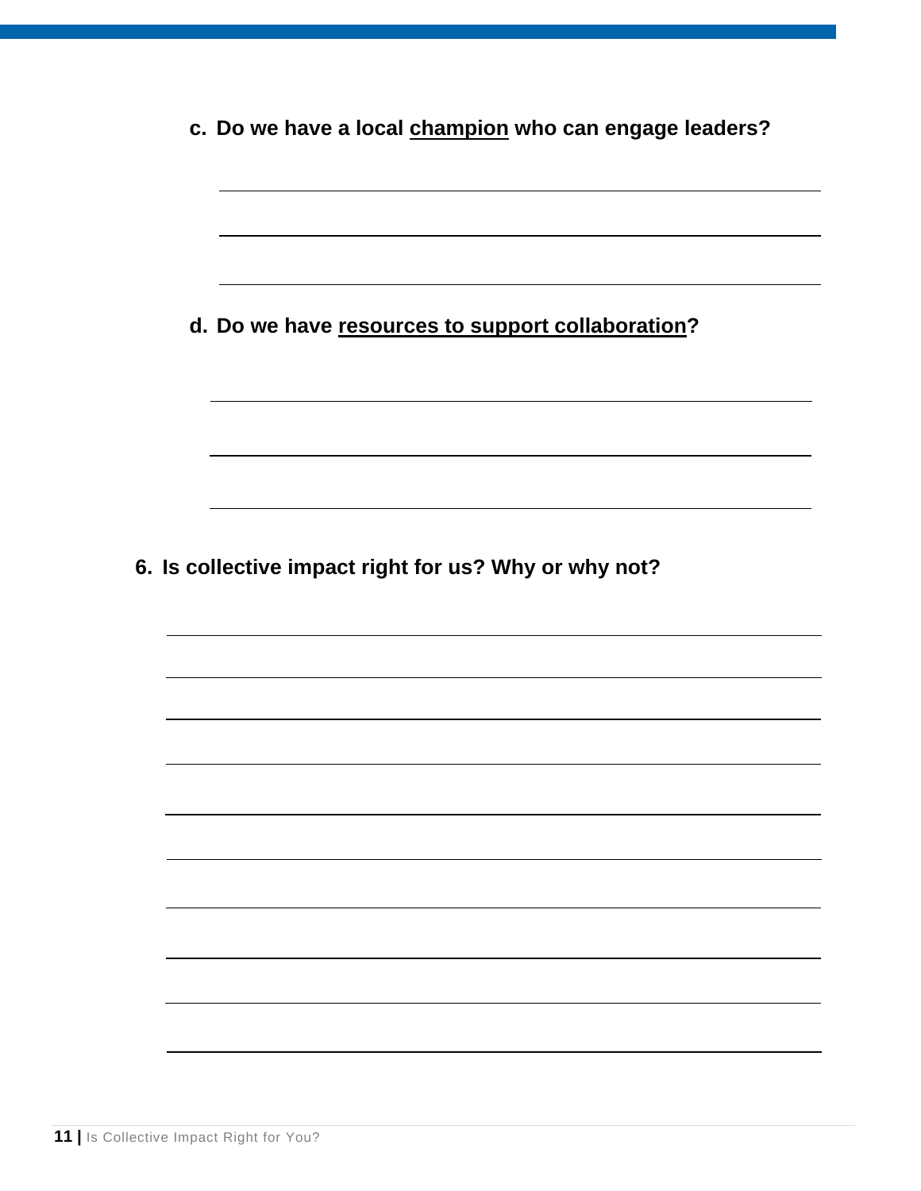c. **Do we have a local <u>champion</u> who can engage leaders?**

d. **Do we have <u>resources to support collaboration</u>?**

6. **Is collective impact right for us? Why or why not?**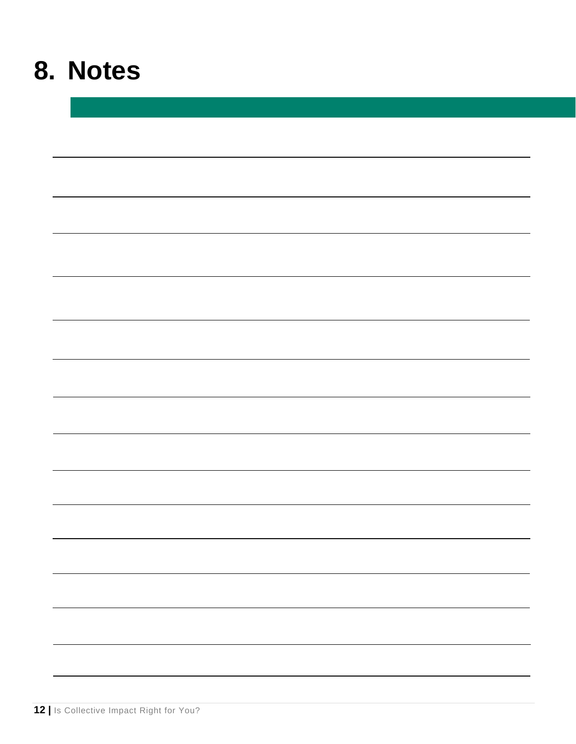# 8. Notes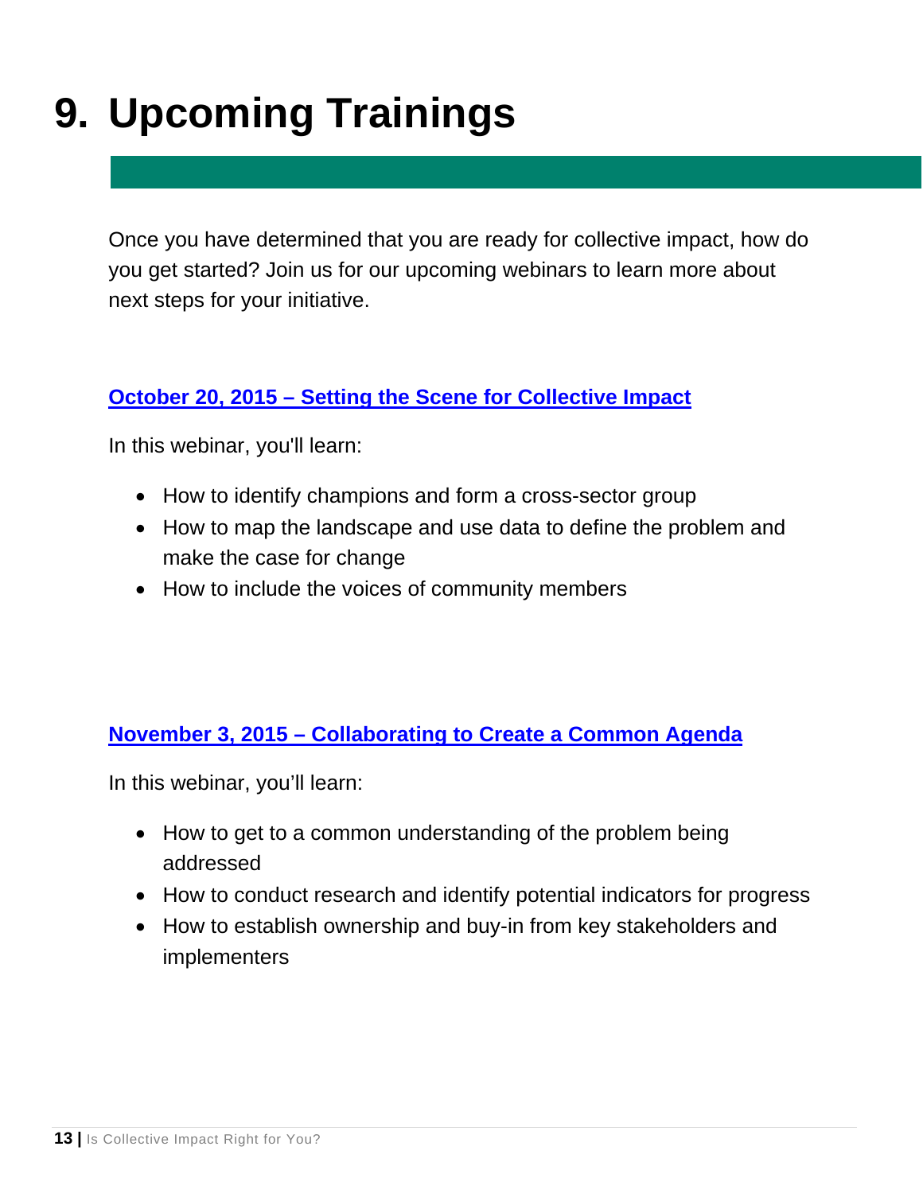# 9. Upcoming Trainings

Once you have determined that you are ready for collective impact, how do you get started? Join us for our upcoming webinars to learn more about next steps for your initiative.

**October 20, 2015 – Setting the Scene for Collective Impact**

In this webinar, you'll learn:

- How to identify champions and form a cross-sector group
- How to map the landscape and use data to define the problem and make the case for change
- How to include the voices of community members

**November 3, 2015 – Collaborating to Create a Common Agenda**

In this webinar, you'll learn:

- How to get to a common understanding of the problem being addressed
- How to conduct research and identify potential indicators for progress
- How to establish ownership and buy-in from key stakeholders and implementers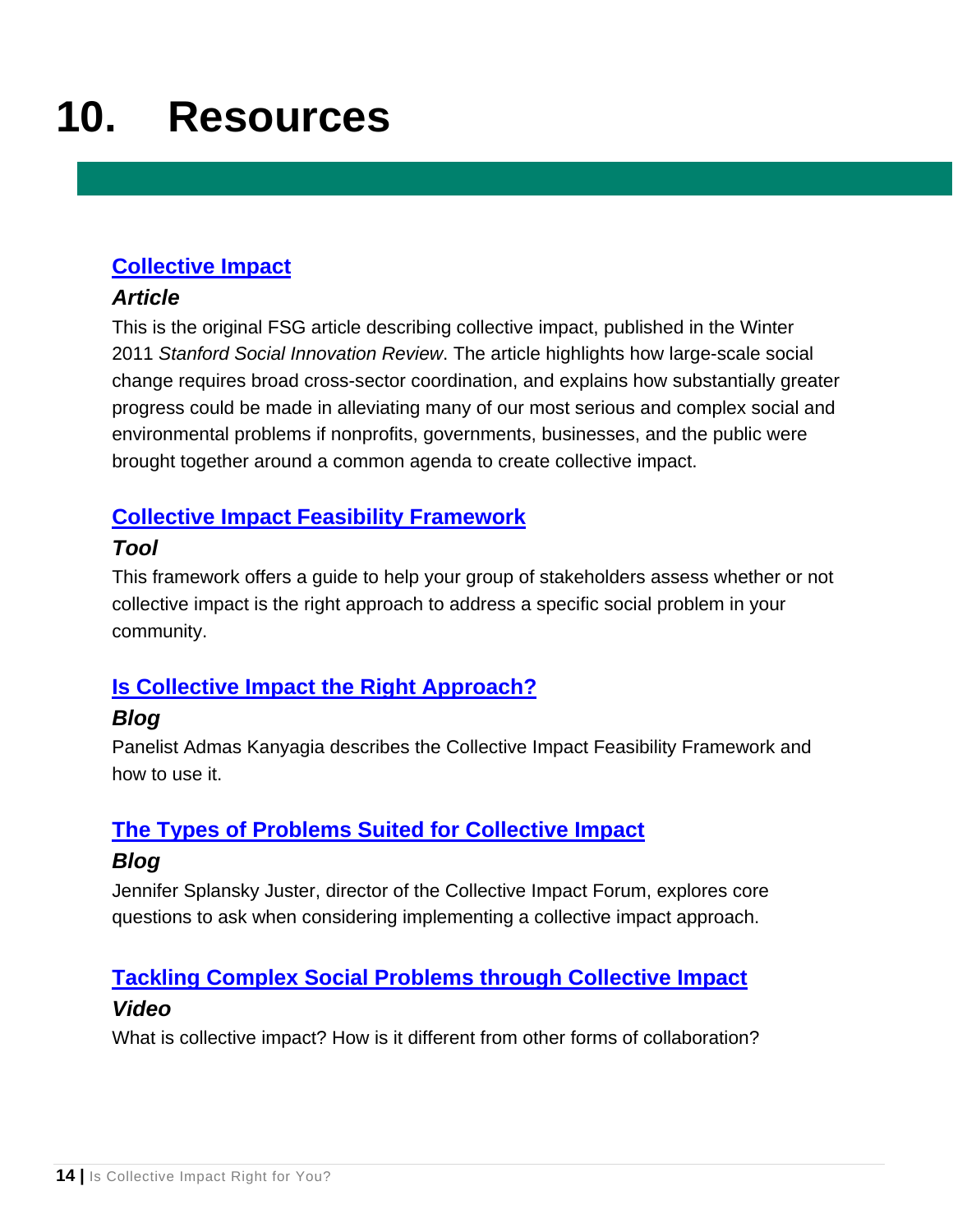# 10. Resources

## Collective Impact

***Article***

This is the original FSG article describing collective impact, published in the Winter 2011 *Stanford Social Innovation Review*. The article highlights how large-scale social change requires broad cross-sector coordination, and explains how substantially greater progress could be made in alleviating many of our most serious and complex social and environmental problems if nonprofits, governments, businesses, and the public were brought together around a common agenda to create collective impact.

## Collective Impact Feasibility Framework

***Tool***

This framework offers a guide to help your group of stakeholders assess whether or not collective impact is the right approach to address a specific social problem in your community.

## Is Collective Impact the Right Approach?

***Blog***

Panelist Admas Kanyagia describes the Collective Impact Feasibility Framework and how to use it.

## The Types of Problems Suited for Collective Impact

***Blog***

Jennifer Splansky Juster, director of the Collective Impact Forum, explores core questions to ask when considering implementing a collective impact approach.

## Tackling Complex Social Problems through Collective Impact

***Video***

What is collective impact? How is it different from other forms of collaboration?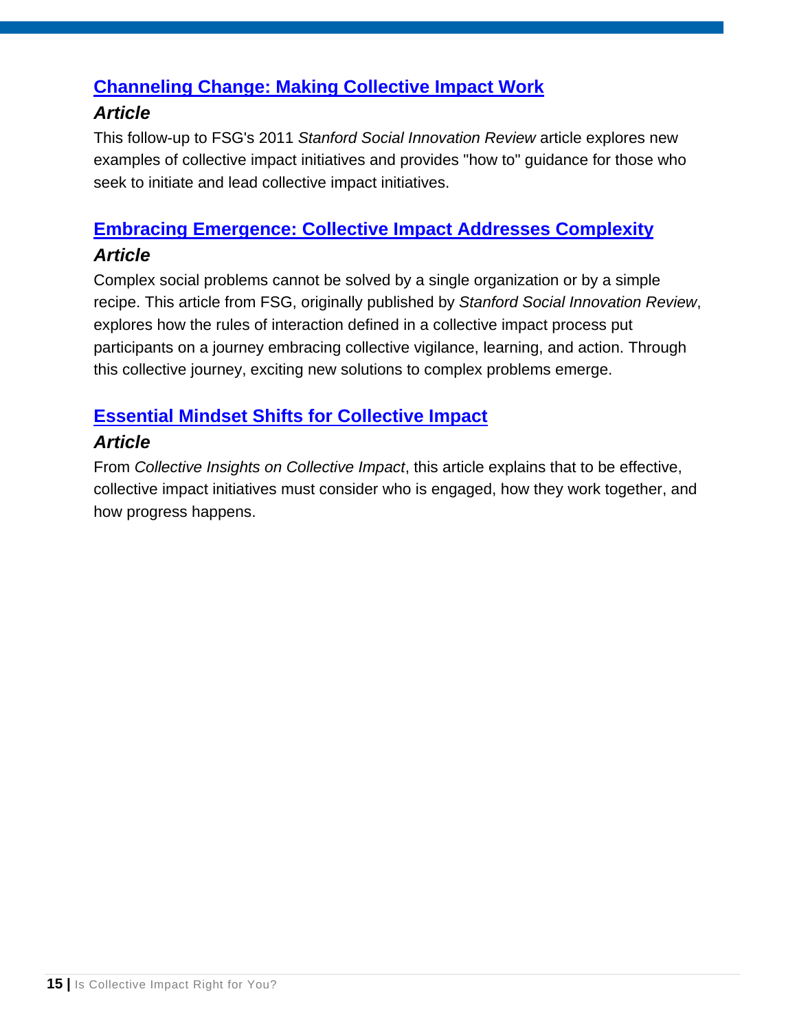## Channeling Change: Making Collective Impact Work

### *Article*

This follow-up to FSG's 2011 *Stanford Social Innovation Review* article explores new examples of collective impact initiatives and provides "how to" guidance for those who seek to initiate and lead collective impact initiatives.

## Embracing Emergence: Collective Impact Addresses Complexity

### *Article*

Complex social problems cannot be solved by a single organization or by a simple recipe. This article from FSG, originally published by *Stanford Social Innovation Review*, explores how the rules of interaction defined in a collective impact process put participants on a journey embracing collective vigilance, learning, and action. Through this collective journey, exciting new solutions to complex problems emerge.

## Essential Mindset Shifts for Collective Impact

### *Article*

From *Collective Insights on Collective Impact*, this article explains that to be effective, collective impact initiatives must consider who is engaged, how they work together, and how progress happens.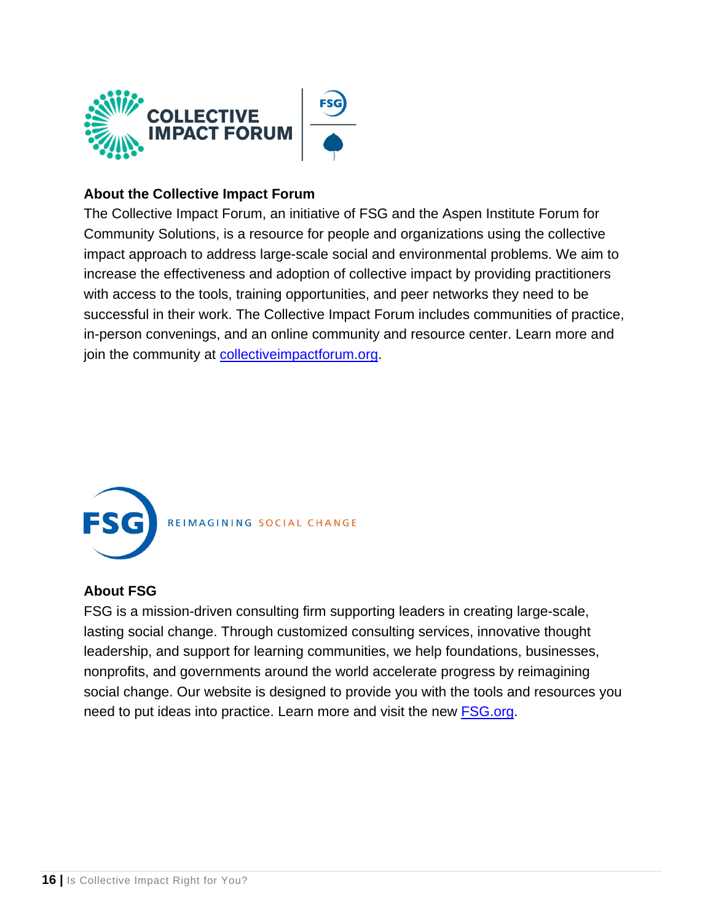COLLECTIVE IMPACT FORUM

### About the Collective Impact Forum

The Collective Impact Forum, an initiative of FSG and the Aspen Institute Forum for Community Solutions, is a resource for people and organizations using the collective impact approach to address large-scale social and environmental problems. We aim to increase the effectiveness and adoption of collective impact by providing practitioners with access to the tools, training opportunities, and peer networks they need to be successful in their work. The Collective Impact Forum includes communities of practice, in-person convenings, and an online community and resource center. Learn more and join the community at collectiveimpactforum.org.

FSG REIMAGINING SOCIAL CHANGE

### About FSG

FSG is a mission-driven consulting firm supporting leaders in creating large-scale, lasting social change. Through customized consulting services, innovative thought leadership, and support for learning communities, we help foundations, businesses, nonprofits, and governments around the world accelerate progress by reimagining social change. Our website is designed to provide you with the tools and resources you need to put ideas into practice. Learn more and visit the new FSG.org.